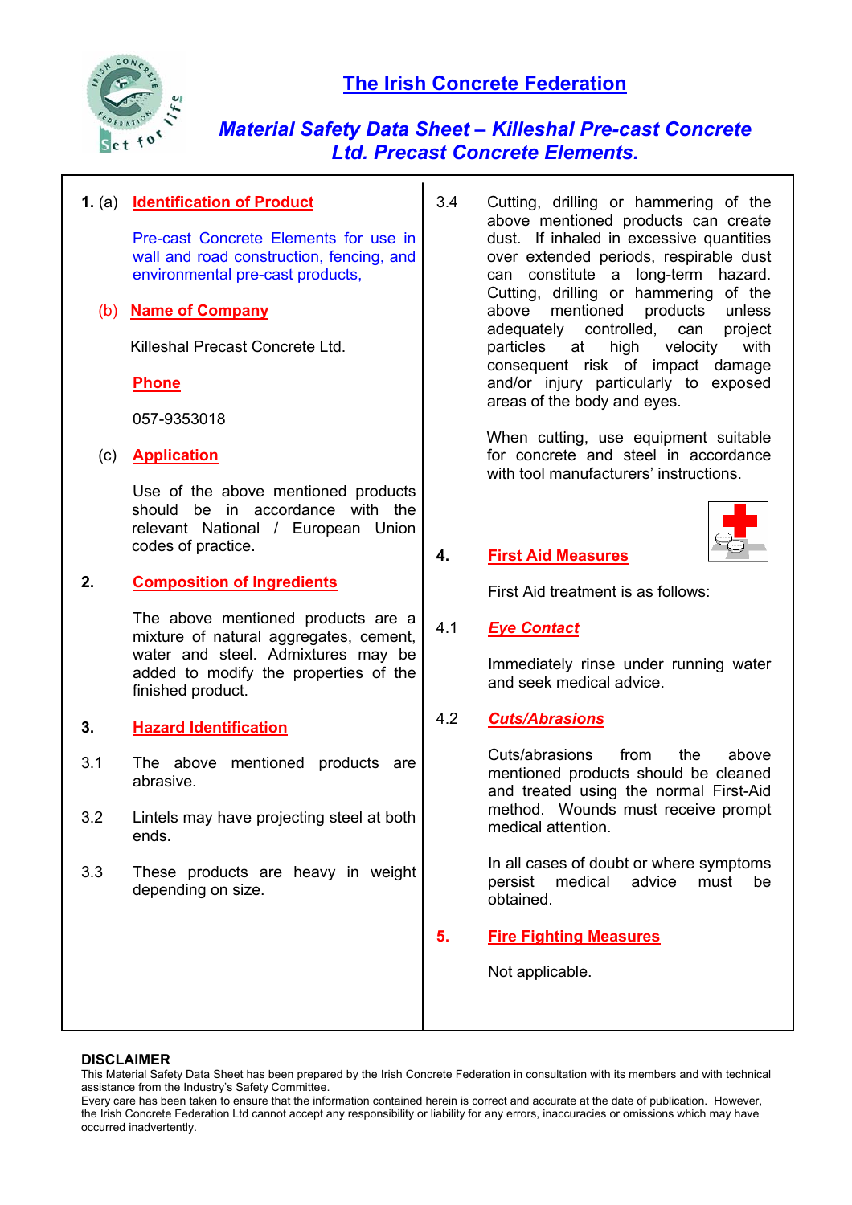# The Irish Concrete Federation

## *Material Safety Data Sheet – Killeshal Pre-cast Concrete Ltd. Precast Concrete Elements.*

**1.** (a) **Identification of Product**

Pre-cast Concrete Elements for use in wall and road construction, fencing, and environmental pre-cast products,

(b) **Name of Company**

Killeshal Precast Concrete Ltd.

**Phone**

057-9353018

(c) **Application**

Use of the above mentioned products should be in accordance with the relevant National / European Union codes of practice.

**2. Composition of Ingredients**

The above mentioned products are a mixture of natural aggregates, cement, water and steel. Admixtures may be added to modify the properties of the finished product.

**3. Hazard Identification**

3.1 The above mentioned products are abrasive.

3.2 Lintels may have projecting steel at both ends.

3.3 These products are heavy in weight depending on size.

3.4 Cutting, drilling or hammering of the above mentioned products can create dust. If inhaled in excessive quantities over extended periods, respirable dust can constitute a long-term hazard. Cutting, drilling or hammering of the above mentioned products unless adequately controlled, can project particles at high velocity with consequent risk of impact damage and/or injury particularly to exposed areas of the body and eyes.

When cutting, use equipment suitable for concrete and steel in accordance with tool manufacturers' instructions.

**4. First Aid Measures**

First Aid treatment is as follows:

4.1 ***Eye Contact***

Immediately rinse under running water and seek medical advice.

4.2 ***Cuts/Abrasions***

Cuts/abrasions from the above mentioned products should be cleaned and treated using the normal First-Aid method. Wounds must receive prompt medical attention.

In all cases of doubt or where symptoms persist medical advice must be obtained.

**5. Fire Fighting Measures**

Not applicable.

**DISCLAIMER**

This Material Safety Data Sheet has been prepared by the Irish Concrete Federation in consultation with its members and with technical assistance from the Industry's Safety Committee.

Every care has been taken to ensure that the information contained herein is correct and accurate at the date of publication. However, the Irish Concrete Federation Ltd cannot accept any responsibility or liability for any errors, inaccuracies or omissions which may have occurred inadvertently.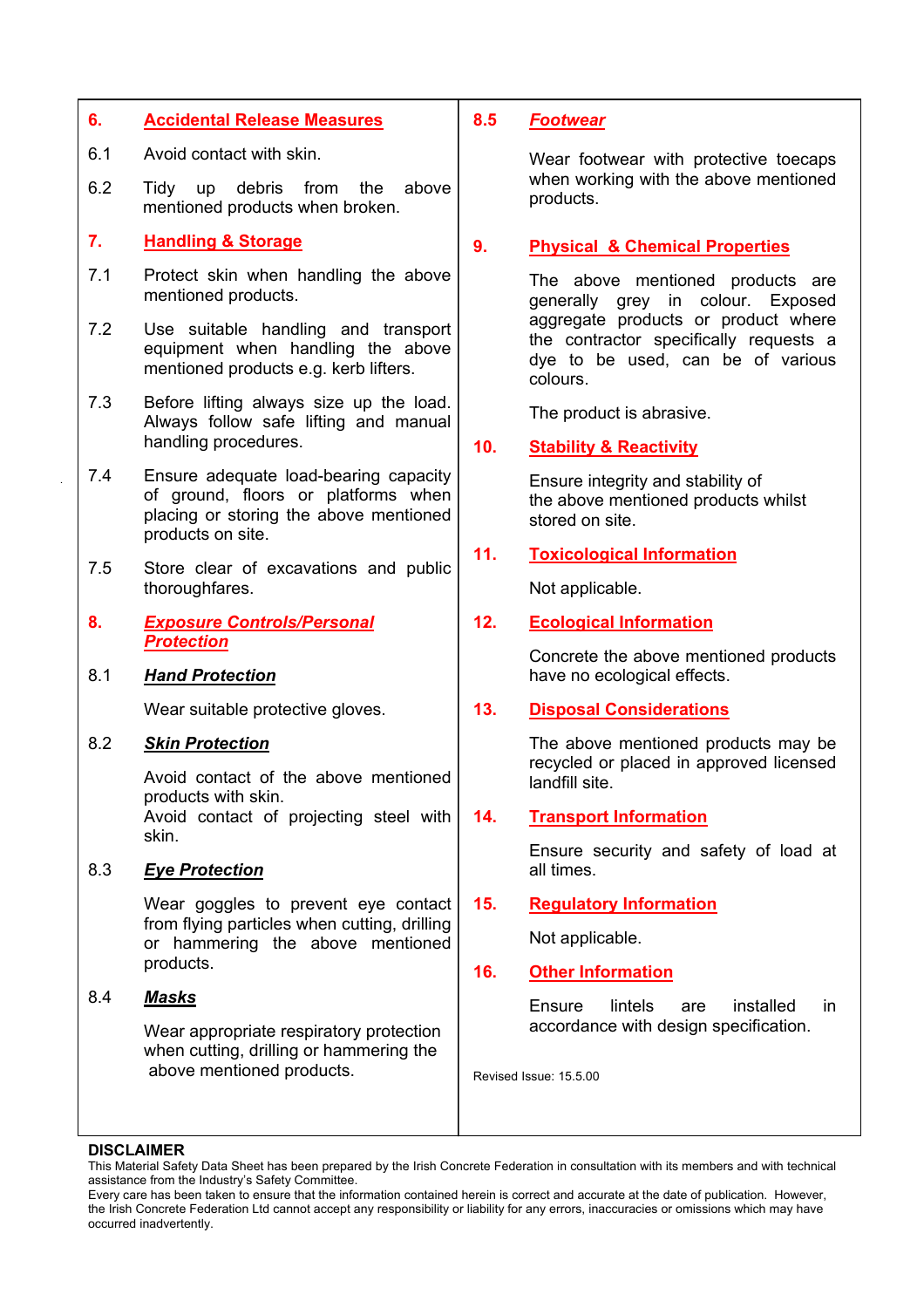## 6. Accidental Release Measures

6.1 Avoid contact with skin.

6.2 Tidy up debris from the above mentioned products when broken.

## 7. Handling & Storage

7.1 Protect skin when handling the above mentioned products.

7.2 Use suitable handling and transport equipment when handling the above mentioned products e.g. kerb lifters.

7.3 Before lifting always size up the load. Always follow safe lifting and manual handling procedures.

7.4 Ensure adequate load-bearing capacity of ground, floors or platforms when placing or storing the above mentioned products on site.

7.5 Store clear of excavations and public thoroughfares.

## 8. *Exposure Controls/Personal Protection*

### 8.1 *Hand Protection*

Wear suitable protective gloves.

### 8.2 *Skin Protection*

Avoid contact of the above mentioned products with skin.
Avoid contact of projecting steel with skin.

### 8.3 *Eye Protection*

Wear goggles to prevent eye contact from flying particles when cutting, drilling or hammering the above mentioned products.

### 8.4 *Masks*

Wear appropriate respiratory protection when cutting, drilling or hammering the above mentioned products.

### 8.5 *Footwear*

Wear footwear with protective toecaps when working with the above mentioned products.

## 9. Physical & Chemical Properties

The above mentioned products are generally grey in colour. Exposed aggregate products or product where the contractor specifically requests a dye to be used, can be of various colours.

The product is abrasive.

## 10. Stability & Reactivity

Ensure integrity and stability of the above mentioned products whilst stored on site.

## 11. Toxicological Information

Not applicable.

## 12. Ecological Information

Concrete the above mentioned products have no ecological effects.

## 13. Disposal Considerations

The above mentioned products may be recycled or placed in approved licensed landfill site.

## 14. Transport Information

Ensure security and safety of load at all times.

## 15. Regulatory Information

Not applicable.

## 16. Other Information

Ensure lintels are installed in accordance with design specification.

Revised Issue: 15.5.00

**DISCLAIMER**

This Material Safety Data Sheet has been prepared by the Irish Concrete Federation in consultation with its members and with technical assistance from the Industry's Safety Committee.
Every care has been taken to ensure that the information contained herein is correct and accurate at the date of publication. However, the Irish Concrete Federation Ltd cannot accept any responsibility or liability for any errors, inaccuracies or omissions which may have occurred inadvertently.